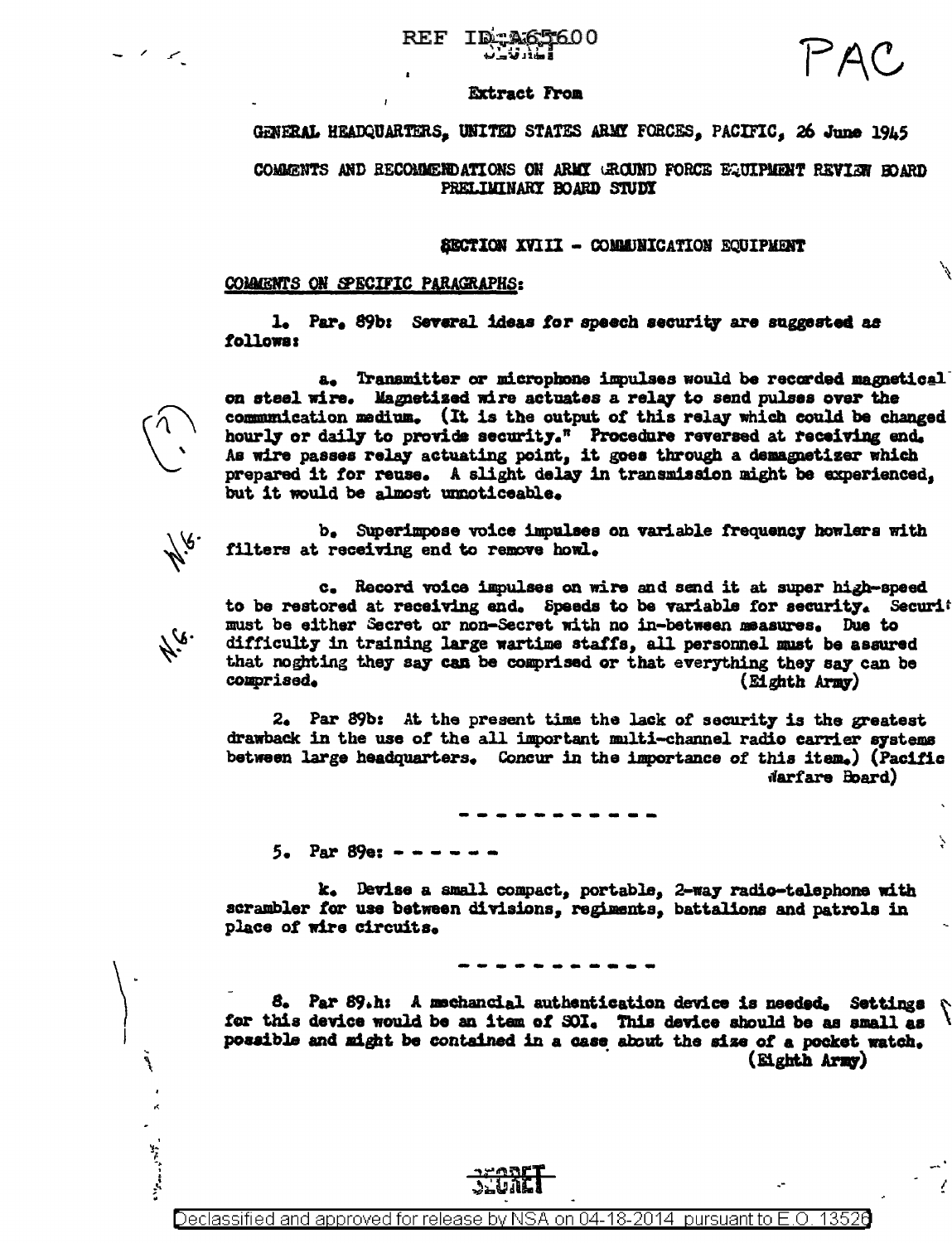REF ID:A65600

SECRET

PAC

Extract From

GENERAL HEADQUARTERS, UNITED STATES ARMY FORCES, PACIFIC, 26 June 1945

COMMENTS AND RECOMMENDATIONS ON ARMY GROUND FORCE EQUIPMENT REVIEW BOARD PRELIMINARY BOARD STUDY

SECTION XVIII - COMMUNICATION EQUIPMENT

COMMENTS ON SPECIFIC PARAGRAPHS:

1. Par. 89b: Several ideas for speech security are suggested as follows:

a. Transmitter or microphone impulses would be recorded magnetical on steel wire. Magnetized wire actuates a relay to send pulses over the communication medium. (It is the output of this relay which could be changed hourly or daily to provide security." Procedure reversed at receiving end. As wire passes relay actuating point, it goes through a demagnetizer which prepared it for reuse. A slight delay in transmission might be experienced, but it would be almost unnoticeable.

b. Superimpose voice impulses on variable frequency howlers with filters at receiving end to remove howl.

c. Record voice impulses on wire and send it at super high-speed to be restored at receiving end. Speeds to be variable for security. Securit must be either Secret or non-Secret with no in-between measures. Due to difficulty in training large wartime staffs, all personnel must be assured that noghting they say can be comprised or that everything they say can be comprised. (Eighth Army)

2. Par 89b: At the present time the lack of security is the greatest drawback in the use of the all important multi-channel radio carrier systems between large headquarters. Concur in the importance of this item.) (Pacific Warfare Board)

- - - - - - - - - - -

5. Par 89e: - - - - - -

k. Devise a small compact, portable, 2-way radio-telephone with scrambler for use between divisions, regiments, battalions and patrols in place of wire circuits.

- - - - - - - - - - -

8. Par 89.h: A mechancial authentication device is needed. Settings for this device would be an item of SOI. This device should be as small as possible and might be contained in a case about the size of a pocket watch. (Eighth Army)

SECRET

Declassified and approved for release by NSA on 04-18-2014 pursuant to E.O. 13526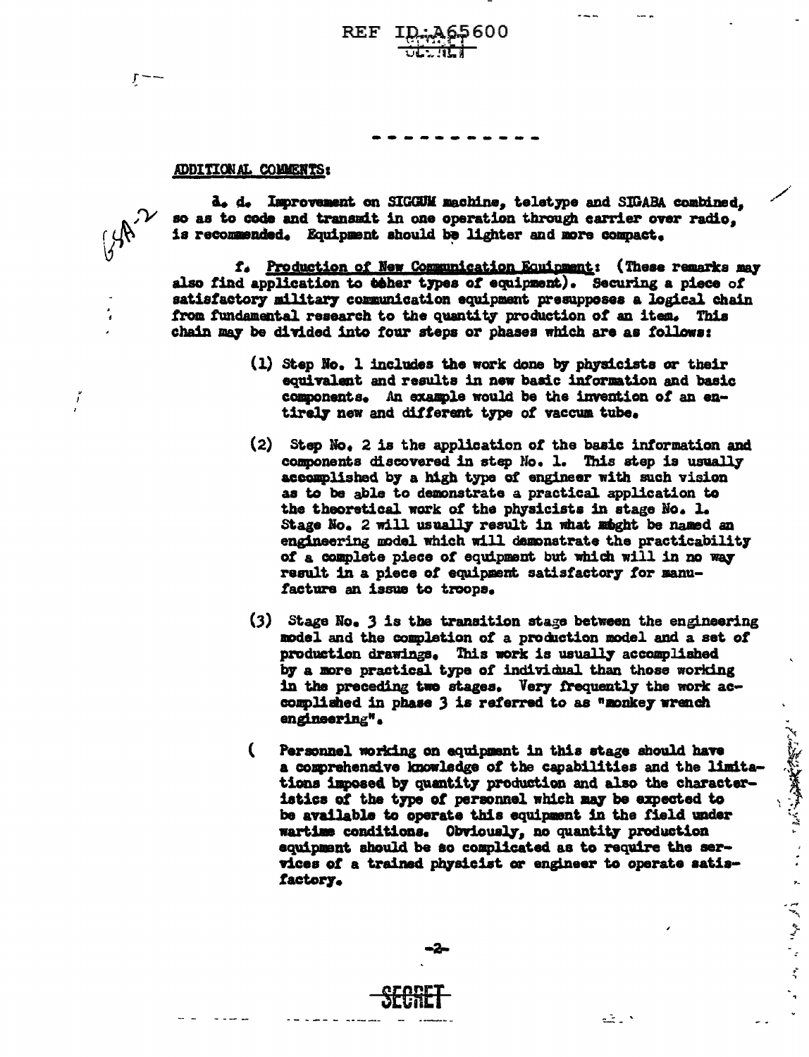- - - - - - - - - - -

ADDITIONAL COMMENTS:

d. d. Improvement on SIGGUM machine, teletype and SIGABA combined, so as to code and transmit in one operation through carrier over radio, is recommended. Equipment should be lighter and more compact.

f. Production of New Communication Equipment: (These remarks may also find application to other types of equipment). Securing a piece of satisfactory military communication equipment presupposes a logical chain from fundamental research to the quantity production of an item. This chain may be divided into four steps or phases which are as follows:

(1) Step No. 1 includes the work done by physicists or their equivalent and results in new basic information and basic components. An example would be the invention of an entirely new and different type of vaccum tube.

(2) Step No. 2 is the application of the basic information and components discovered in step No. 1. This step is usually accomplished by a high type of engineer with such vision as to be able to demonstrate a practical application to the theoretical work of the physicists in stage No. 1. Stage No. 2 will usually result in what might be named an engineering model which will demonstrate the practicability of a complete piece of equipment but which will in no way result in a piece of equipment satisfactory for manufacture an issue to troops.

(3) Stage No. 3 is the transition stage between the engineering model and the completion of a production model and a set of production drawings. This work is usually accomplished by a more practical type of individual than those working in the preceding two stages. Very frequently the work accomplished in phase 3 is referred to as "monkey wrench engineering".

( Personnel working on equipment in this stage should have a comprehensive knowledge of the capabilities and the limitations imposed by quantity production and also the characteristics of the type of personnel which may be expected to be available to operate this equipment in the field under wartime conditions. Obviously, no quantity production equipment should be so complicated as to require the services of a trained physicist or engineer to operate satisfactory.

SECRET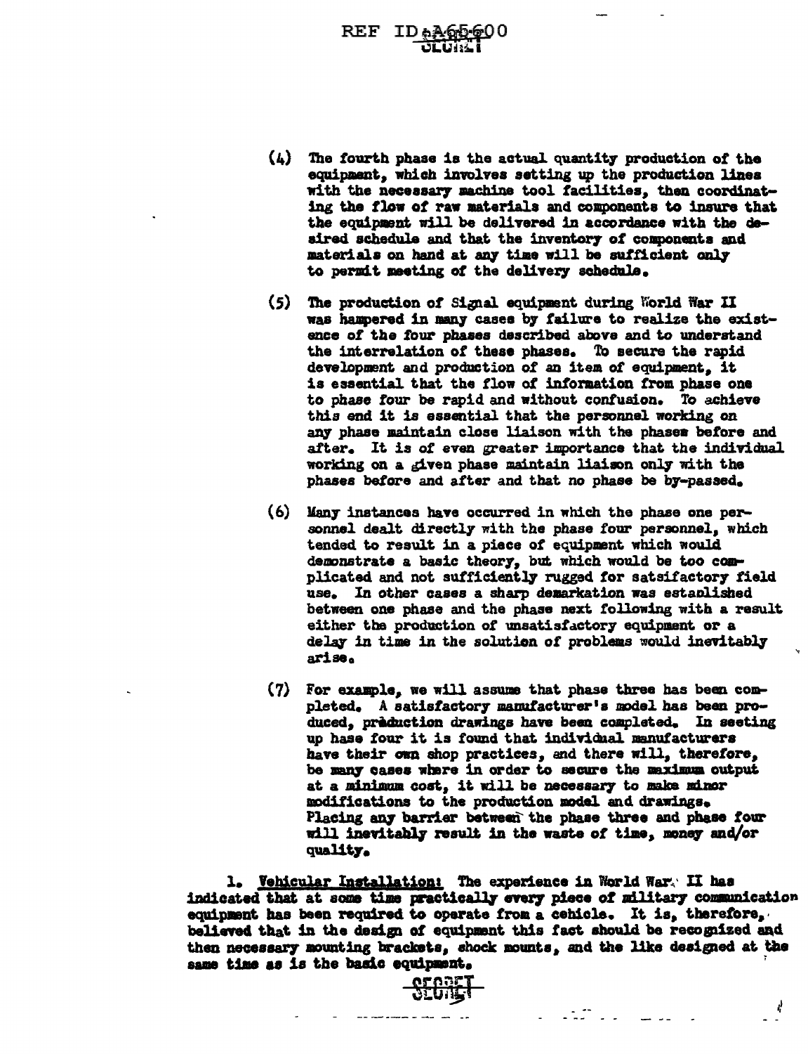(4) The fourth phase is the actual quantity production of the equipment, which involves setting up the production lines with the necessary machine tool facilities, then coordinating the flow of raw materials and components to insure that the equipment will be delivered in accordance with the desired schedule and that the inventory of components and materials on hand at any time will be sufficient only to permit meeting of the delivery schedule.

(5) The production of Signal equipment during World War II was hampered in many cases by failure to realize the existence of the four phases described above and to understand the interrelation of these phases. To secure the rapid development and production of an item of equipment, it is essential that the flow of information from phase one to phase four be rapid and without confusion. To achieve this end it is essential that the personnel working on any phase maintain close liaison with the phases before and after. It is of even greater importance that the individual working on a given phase maintain liaison only with the phases before and after and that no phase be by-passed.

(6) Many instances have occurred in which the phase one personnel dealt directly with the phase four personnel, which tended to result in a piece of equipment which would demonstrate a basic theory, but which would be too complicated and not sufficiently rugged for satsifactory field use. In other cases a sharp demarkation was established between one phase and the phase next following with a result either the production of unsatisfactory equipment or a delay in time in the solution of problems would inevitably arise.

(7) For example, we will assume that phase three has been completed. A satisfactory manufacturer's model has been produced, production drawings have been completed. In seeting up hase four it is found that individual manufacturers have their own shop practices, and there will, therefore, be many cases where in order to secure the maximum output at a minimum cost, it will be necessary to make minor modifications to the production model and drawings. Placing any barrier between the phase three and phase four will inevitably result in the waste of time, money and/or quality.

1. Vehicular Installation: The experience in World War II has indicated that at some time practically every piece of military communication equipment has been required to operate from a cehicle. It is, therefore, believed that in the design of equipment this fact should be recognized and then necessary mounting brackets, shock mounts, and the like designed at the same time as is the basic equipment.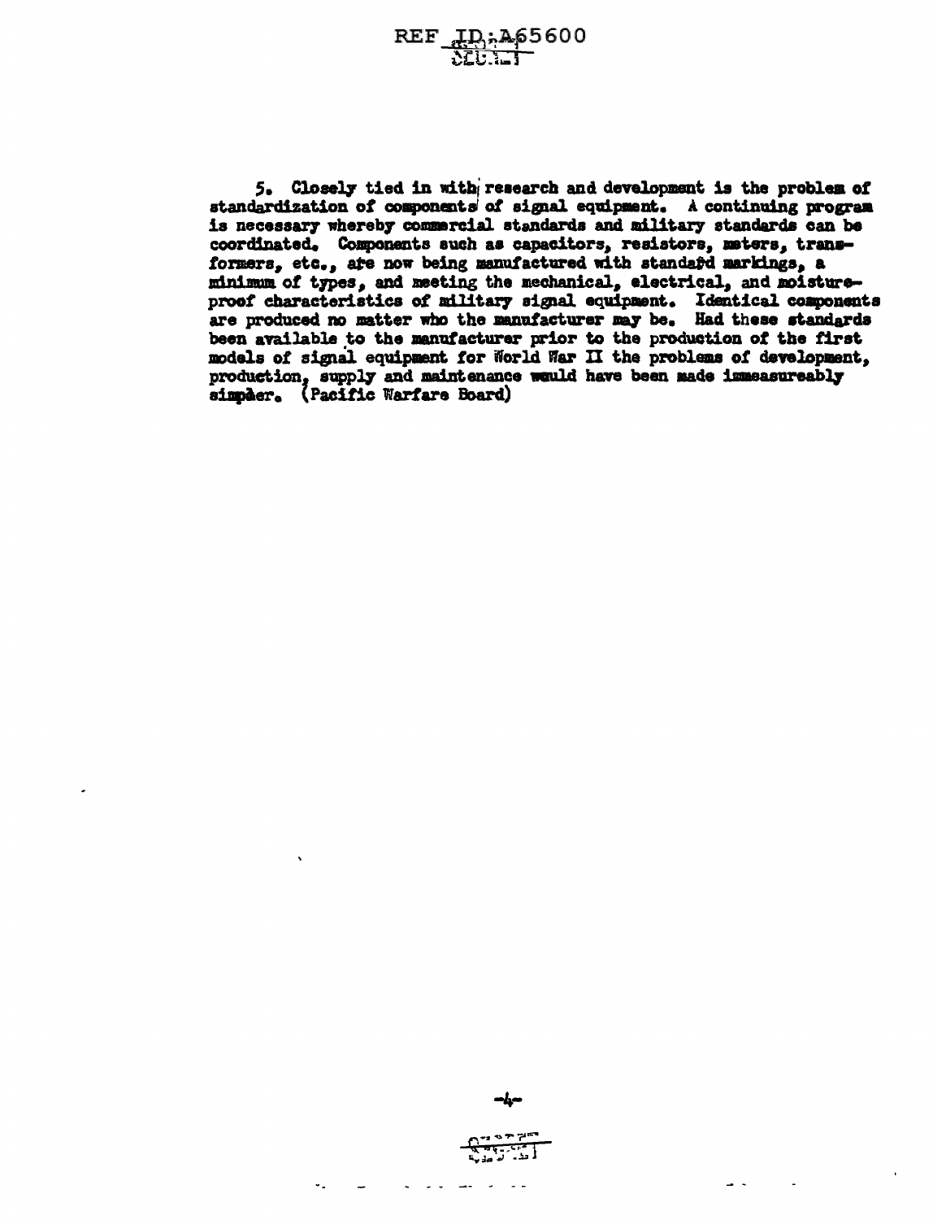5. Closely tied in with research and development is the problem of standardization of components of signal equipment. A continuing program is necessary whereby commercial standards and military standards can be coordinated. Components such as capacitors, resistors, meters, transformers, etc., are now being manufactured with standard markings, a minimum of types, and meeting the mechanical, electrical, and moisture-proof characteristics of military signal equipment. Identical components are produced no matter who the manufacturer may be. Had these standards been available to the manufacturer prior to the production of the first models of signal equipment for World War II the problems of development, production, supply and maintenance would have been made immeasureably simpler. (Pacific Warfare Board)